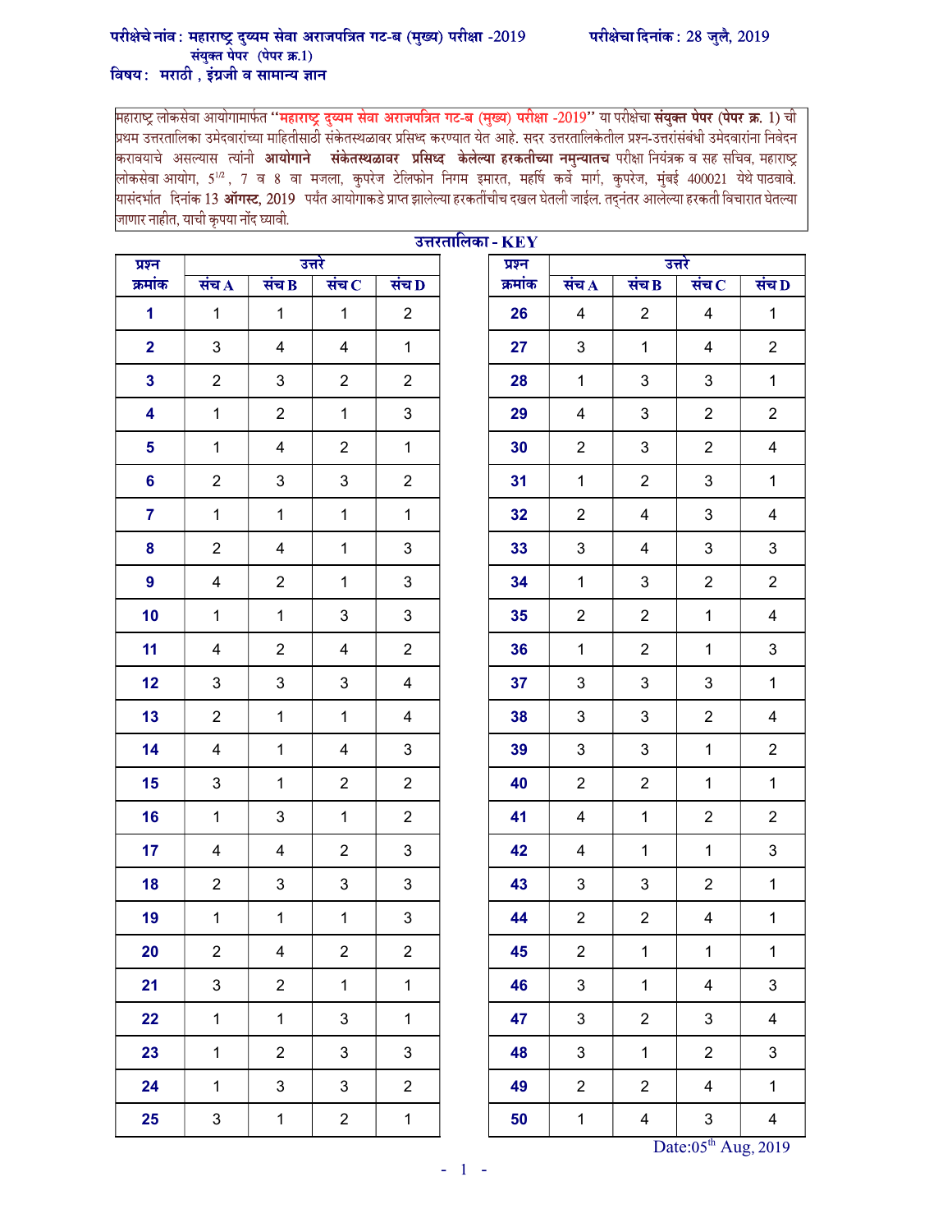**परीक्षेचे नांव : महाराष्ट्र दुय्यम सेवा अराजपत्रित गट-ब (मुख्य) परीक्षा -2019** **परीक्षेचा दिनांक : 28 जुलै, 2019**

**संयुक्त पेपर (पेपर क्र.1)**

**विषय : मराठी , इंग्रजी व सामान्य ज्ञान**

महाराष्ट्र लोकसेवा आयोगामार्फत "**महाराष्ट्र दुय्यम सेवा अराजपत्रित गट-ब (मुख्य) परीक्षा -2019**" या परीक्षेचा **संयुक्त पेपर (पेपर क्र. 1)** ची प्रथम उत्तरतालिका उमेदवारांच्या माहितीसाठी संकेतस्थळावर प्रसिध्द करण्यात येत आहे. सदर उत्तरतालिकेतील प्रश्न-उत्तरांसंबंधी उमेदवारांना निवेदन करावयाचे असल्यास त्यांनी **आयोगाने संकेतस्थळावर प्रसिध्द केलेल्या हरकतीच्या नमुन्यातच** परीक्षा नियंत्रक व सह सचिव, महाराष्ट्र लोकसेवा आयोग, 5½, 7 व 8 वा मजला, कुपरेज टेलिफोन निगम इमारत, महर्षि कर्वे मार्ग, कुपरेज, मुंबई 400021 येथे पाठवावे. यासंदर्भात दिनांक 13 **ऑगस्ट,** 2019 पर्यंत आयोगाकडे प्राप्त झालेल्या हरकतींचीच दखल घेतली जाईल. तद्नंतर आलेल्या हरकती विचारात घेतल्या जाणार नाहीत, याची कृपया नोंद घ्यावी.

## उत्तरतालिका - KEY

| प्रश्न क्रमांक | उत्तरे संच A | संच B | संच C | संच D |
|---|---|---|---|---|
| 1 | 1 | 1 | 1 | 2 |
| 2 | 3 | 4 | 4 | 1 |
| 3 | 2 | 3 | 2 | 2 |
| 4 | 1 | 2 | 1 | 3 |
| 5 | 1 | 4 | 2 | 1 |
| 6 | 2 | 3 | 3 | 2 |
| 7 | 1 | 1 | 1 | 1 |
| 8 | 2 | 4 | 1 | 3 |
| 9 | 4 | 2 | 1 | 3 |
| 10 | 1 | 1 | 3 | 3 |
| 11 | 4 | 2 | 4 | 2 |
| 12 | 3 | 3 | 3 | 4 |
| 13 | 2 | 1 | 1 | 4 |
| 14 | 4 | 1 | 4 | 3 |
| 15 | 3 | 1 | 2 | 2 |
| 16 | 1 | 3 | 1 | 2 |
| 17 | 4 | 4 | 2 | 3 |
| 18 | 2 | 3 | 3 | 3 |
| 19 | 1 | 1 | 1 | 3 |
| 20 | 2 | 4 | 2 | 2 |
| 21 | 3 | 2 | 1 | 1 |
| 22 | 1 | 1 | 3 | 1 |
| 23 | 1 | 2 | 3 | 3 |
| 24 | 1 | 3 | 3 | 2 |
| 25 | 3 | 1 | 2 | 1 |

| प्रश्न क्रमांक | उत्तरे संच A | संच B | संच C | संच D |
|---|---|---|---|---|
| 26 | 4 | 2 | 4 | 1 |
| 27 | 3 | 1 | 4 | 2 |
| 28 | 1 | 3 | 3 | 1 |
| 29 | 4 | 3 | 2 | 2 |
| 30 | 2 | 3 | 2 | 4 |
| 31 | 1 | 2 | 3 | 1 |
| 32 | 2 | 4 | 3 | 4 |
| 33 | 3 | 4 | 3 | 3 |
| 34 | 1 | 3 | 2 | 2 |
| 35 | 2 | 2 | 1 | 4 |
| 36 | 1 | 2 | 1 | 3 |
| 37 | 3 | 3 | 3 | 1 |
| 38 | 3 | 3 | 2 | 4 |
| 39 | 3 | 3 | 1 | 2 |
| 40 | 2 | 2 | 1 | 1 |
| 41 | 4 | 1 | 2 | 2 |
| 42 | 4 | 1 | 1 | 3 |
| 43 | 3 | 3 | 2 | 1 |
| 44 | 2 | 2 | 4 | 1 |
| 45 | 2 | 1 | 1 | 1 |
| 46 | 3 | 1 | 4 | 3 |
| 47 | 3 | 2 | 3 | 4 |
| 48 | 3 | 1 | 2 | 3 |
| 49 | 2 | 2 | 4 | 1 |
| 50 | 1 | 4 | 3 | 4 |

Date:05th Aug, 2019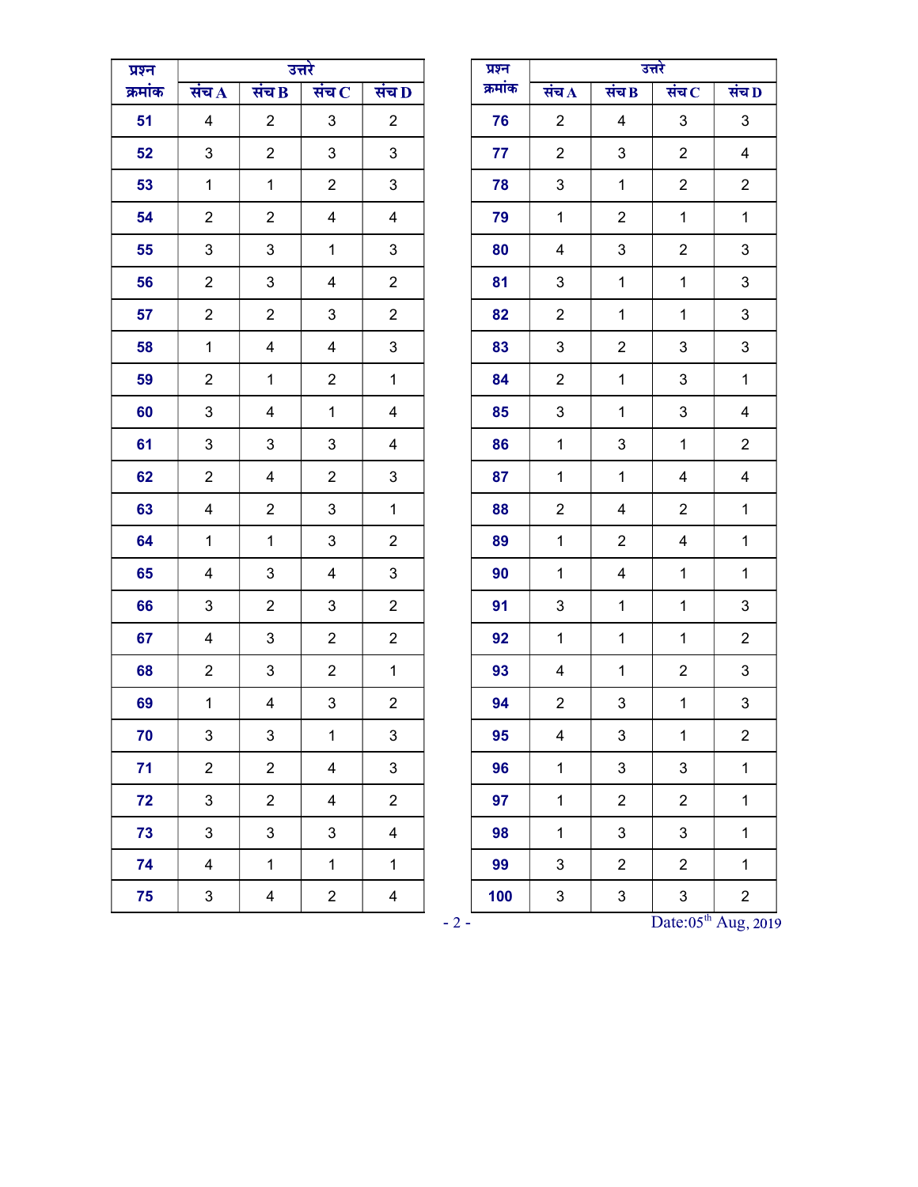| प्रश्न क्रमांक | उत्तरे | | | |
| --- | --- | --- | --- | --- |
| | संच A | संच B | संच C | संच D |
| 51 | 4 | 2 | 3 | 2 |
| 52 | 3 | 2 | 3 | 3 |
| 53 | 1 | 1 | 2 | 3 |
| 54 | 2 | 2 | 4 | 4 |
| 55 | 3 | 3 | 1 | 3 |
| 56 | 2 | 3 | 4 | 2 |
| 57 | 2 | 2 | 3 | 2 |
| 58 | 1 | 4 | 4 | 3 |
| 59 | 2 | 1 | 2 | 1 |
| 60 | 3 | 4 | 1 | 4 |
| 61 | 3 | 3 | 3 | 4 |
| 62 | 2 | 4 | 2 | 3 |
| 63 | 4 | 2 | 3 | 1 |
| 64 | 1 | 1 | 3 | 2 |
| 65 | 4 | 3 | 4 | 3 |
| 66 | 3 | 2 | 3 | 2 |
| 67 | 4 | 3 | 2 | 2 |
| 68 | 2 | 3 | 2 | 1 |
| 69 | 1 | 4 | 3 | 2 |
| 70 | 3 | 3 | 1 | 3 |
| 71 | 2 | 2 | 4 | 3 |
| 72 | 3 | 2 | 4 | 2 |
| 73 | 3 | 3 | 3 | 4 |
| 74 | 4 | 1 | 1 | 1 |
| 75 | 3 | 4 | 2 | 4 |
| 76 | 2 | 4 | 3 | 3 |
| 77 | 2 | 3 | 2 | 4 |
| 78 | 3 | 1 | 2 | 2 |
| 79 | 1 | 2 | 1 | 1 |
| 80 | 4 | 3 | 2 | 3 |
| 81 | 3 | 1 | 1 | 3 |
| 82 | 2 | 1 | 1 | 3 |
| 83 | 3 | 2 | 3 | 3 |
| 84 | 2 | 1 | 3 | 1 |
| 85 | 3 | 1 | 3 | 4 |
| 86 | 1 | 3 | 1 | 2 |
| 87 | 1 | 1 | 4 | 4 |
| 88 | 2 | 4 | 2 | 1 |
| 89 | 1 | 2 | 4 | 1 |
| 90 | 1 | 4 | 1 | 1 |
| 91 | 3 | 1 | 1 | 3 |
| 92 | 1 | 1 | 1 | 2 |
| 93 | 4 | 1 | 2 | 3 |
| 94 | 2 | 3 | 1 | 3 |
| 95 | 4 | 3 | 1 | 2 |
| 96 | 1 | 3 | 3 | 1 |
| 97 | 1 | 2 | 2 | 1 |
| 98 | 1 | 3 | 3 | 1 |
| 99 | 3 | 2 | 2 | 1 |
| 100 | 3 | 3 | 3 | 2 |

Date:05th Aug, 2019